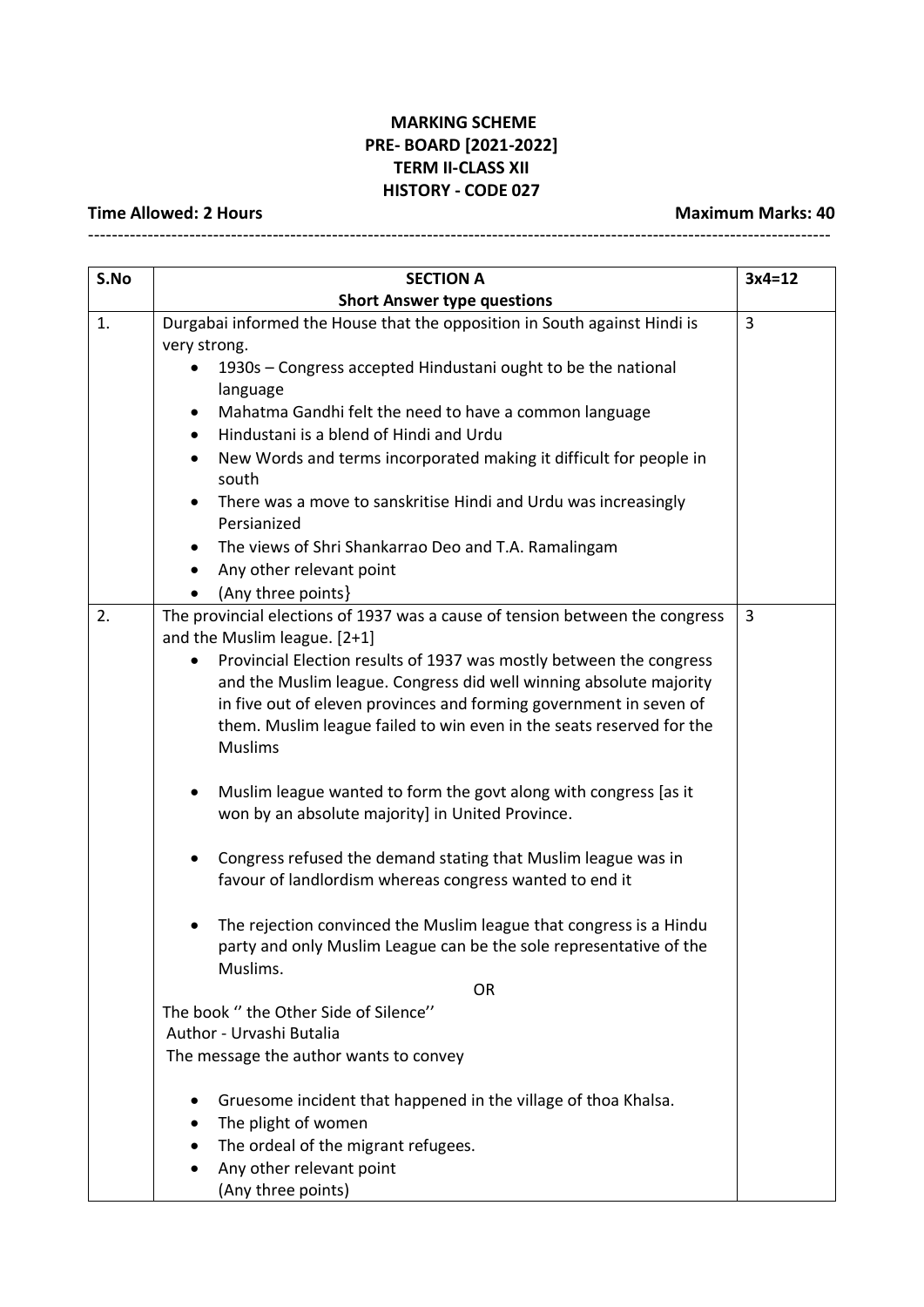**MARKING SCHEME**
**PRE- BOARD [2021-2022]**
**TERM II-CLASS XII**
**HISTORY - CODE 027**

**Time Allowed: 2 Hours** **Maximum Marks: 40**

---

| S.No | SECTION A<br>Short Answer type questions | 3x4=12 |
|---|---|---|
| 1. | Durgabai informed the House that the opposition in South against Hindi is very strong.<br>• 1930s – Congress accepted Hindustani ought to be the national language<br>• Mahatma Gandhi felt the need to have a common language<br>• Hindustani is a blend of Hindi and Urdu<br>• New Words and terms incorporated making it difficult for people in south<br>• There was a move to sanskritise Hindi and Urdu was increasingly Persianized<br>• The views of Shri Shankarrao Deo and T.A. Ramalingam<br>• Any other relevant point<br>• (Any three points} | 3 |
| 2. | The provincial elections of 1937 was a cause of tension between the congress and the Muslim league. [2+1]<br>• Provincial Election results of 1937 was mostly between the congress and the Muslim league. Congress did well winning absolute majority in five out of eleven provinces and forming government in seven of them. Muslim league failed to win even in the seats reserved for the Muslims<br>• Muslim league wanted to form the govt along with congress [as it won by an absolute majority] in United Province.<br>• Congress refused the demand stating that Muslim league was in favour of landlordism whereas congress wanted to end it<br>• The rejection convinced the Muslim league that congress is a Hindu party and only Muslim League can be the sole representative of the Muslims.<br>OR<br>The book '' the Other Side of Silence''<br>Author - Urvashi Butalia<br>The message the author wants to convey<br>• Gruesome incident that happened in the village of thoa Khalsa.<br>• The plight of women<br>• The ordeal of the migrant refugees.<br>• Any other relevant point<br>(Any three points) | 3 |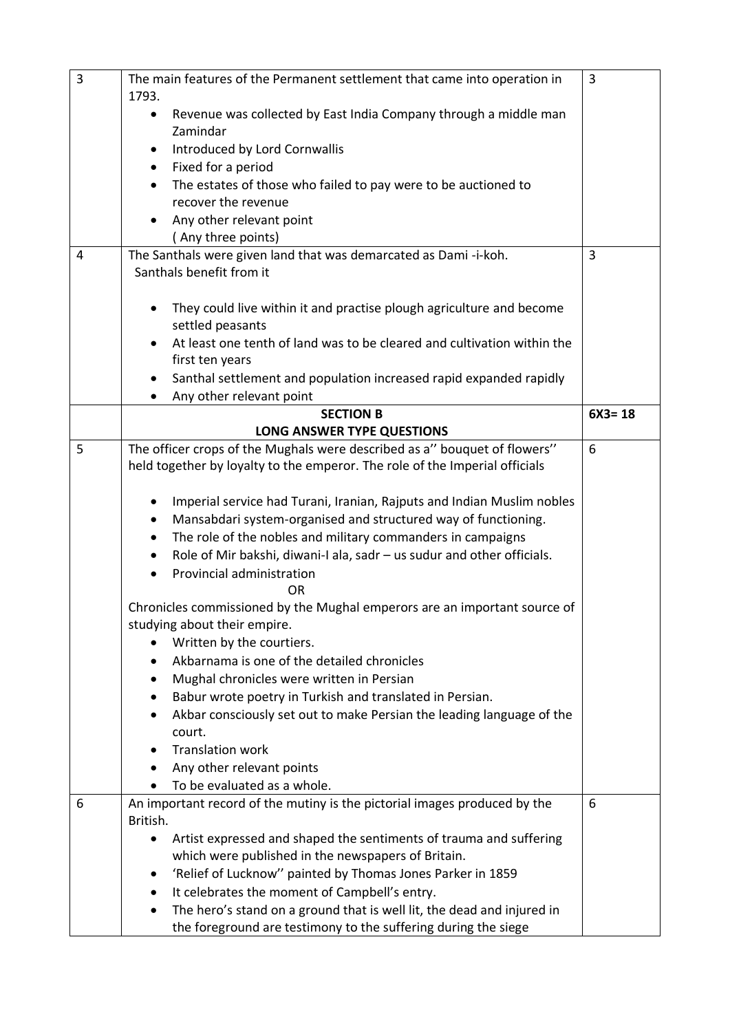| | | |
|---|---|---|
| 3 | The main features of the Permanent settlement that came into operation in 1793.<br>• Revenue was collected by East India Company through a middle man Zamindar<br>• Introduced by Lord Cornwallis<br>• Fixed for a period<br>• The estates of those who failed to pay were to be auctioned to recover the revenue<br>• Any other relevant point<br>( Any three points) | 3 |
| 4 | The Santhals were given land that was demarcated as Dami -i-koh.<br>Santhals benefit from it<br>• They could live within it and practise plough agriculture and become settled peasants<br>• At least one tenth of land was to be cleared and cultivation within the first ten years<br>• Santhal settlement and population increased rapid expanded rapidly<br>• Any other relevant point | 3 |
| | **SECTION B**<br>**LONG ANSWER TYPE QUESTIONS** | **6X3= 18** |
| 5 | The officer crops of the Mughals were described as a'' bouquet of flowers'' held together by loyalty to the emperor. The role of the Imperial officials<br>• Imperial service had Turani, Iranian, Rajputs and Indian Muslim nobles<br>• Mansabdari system-organised and structured way of functioning.<br>• The role of the nobles and military commanders in campaigns<br>• Role of Mir bakshi, diwani-I ala, sadr – us sudur and other officials.<br>• Provincial administration<br>OR<br>Chronicles commissioned by the Mughal emperors are an important source of studying about their empire.<br>• Written by the courtiers.<br>• Akbarnama is one of the detailed chronicles<br>• Mughal chronicles were written in Persian<br>• Babur wrote poetry in Turkish and translated in Persian.<br>• Akbar consciously set out to make Persian the leading language of the court.<br>• Translation work<br>• Any other relevant points<br>• To be evaluated as a whole. | 6 |
| 6 | An important record of the mutiny is the pictorial images produced by the British.<br>• Artist expressed and shaped the sentiments of trauma and suffering which were published in the newspapers of Britain.<br>• 'Relief of Lucknow'' painted by Thomas Jones Parker in 1859<br>• It celebrates the moment of Campbell's entry.<br>• The hero's stand on a ground that is well lit, the dead and injured in the foreground are testimony to the suffering during the siege | 6 |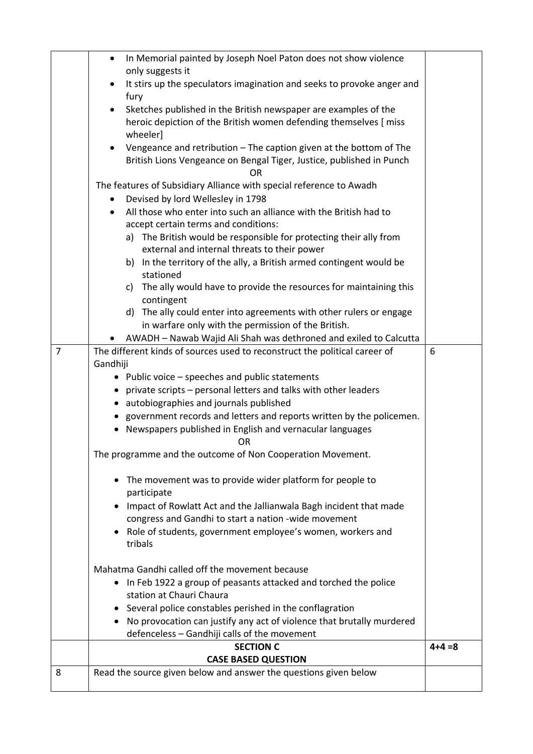| | | |
|---|---|---|
| | • In Memorial painted by Joseph Noel Paton does not show violence only suggests it<br>• It stirs up the speculators imagination and seeks to provoke anger and fury<br>• Sketches published in the British newspaper are examples of the heroic depiction of the British women defending themselves [ miss wheeler]<br>• Vengeance and retribution – The caption given at the bottom of The British Lions Vengeance on Bengal Tiger, Justice, published in Punch<br>OR<br>The features of Subsidiary Alliance with special reference to Awadh<br>• Devised by lord Wellesley in 1798<br>• All those who enter into such an alliance with the British had to accept certain terms and conditions:<br>a) The British would be responsible for protecting their ally from external and internal threats to their power<br>b) In the territory of the ally, a British armed contingent would be stationed<br>c) The ally would have to provide the resources for maintaining this contingent<br>d) The ally could enter into agreements with other rulers or engage in warfare only with the permission of the British.<br>• AWADH – Nawab Wajid Ali Shah was dethroned and exiled to Calcutta | |
| 7 | The different kinds of sources used to reconstruct the political career of Gandhiji<br>• Public voice – speeches and public statements<br>• private scripts – personal letters and talks with other leaders<br>• autobiographies and journals published<br>• government records and letters and reports written by the policemen.<br>• Newspapers published in English and vernacular languages<br>OR<br>The programme and the outcome of Non Cooperation Movement.<br>• The movement was to provide wider platform for people to participate<br>• Impact of Rowlatt Act and the Jallianwala Bagh incident that made congress and Gandhi to start a nation -wide movement<br>• Role of students, government employee's women, workers and tribals<br>Mahatma Gandhi called off the movement because<br>• In Feb 1922 a group of peasants attacked and torched the police station at Chauri Chaura<br>• Several police constables perished in the conflagration<br>• No provocation can justify any act of violence that brutally murdered defenceless – Gandhiji calls of the movement | 6 |
| | **SECTION C**<br>**CASE BASED QUESTION** | 4+4 =8 |
| 8 | Read the source given below and answer the questions given below | |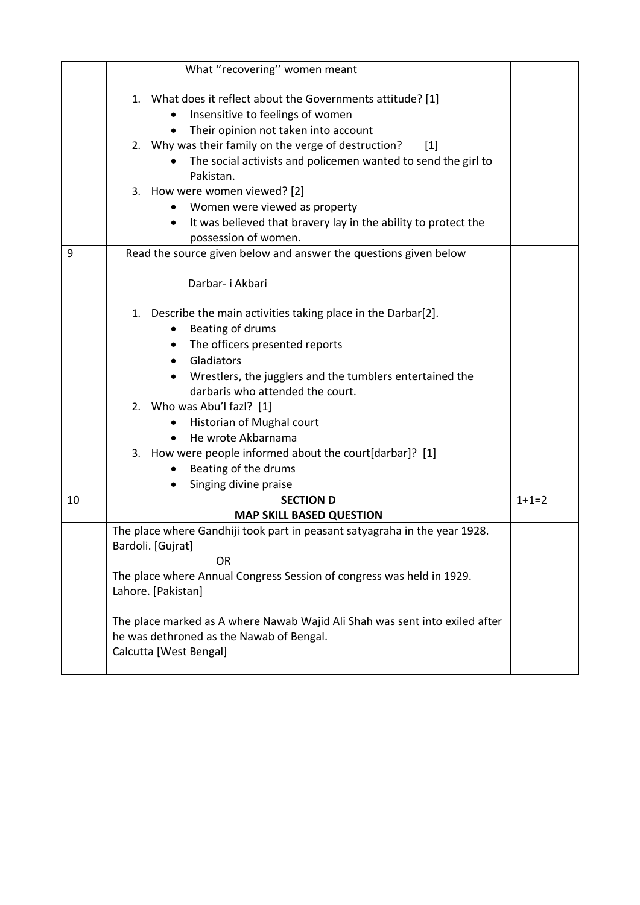| | | |
|---|---|---|
| | What ''recovering'' women meant<br><br>1. What does it reflect about the Governments attitude? [1]<br>• Insensitive to feelings of women<br>• Their opinion not taken into account<br>2. Why was their family on the verge of destruction? [1]<br>• The social activists and policemen wanted to send the girl to Pakistan.<br>3. How were women viewed? [2]<br>• Women were viewed as property<br>• It was believed that bravery lay in the ability to protect the possession of women. | |
| 9 | Read the source given below and answer the questions given below<br><br>Darbar- i Akbari<br><br>1. Describe the main activities taking place in the Darbar[2].<br>• Beating of drums<br>• The officers presented reports<br>• Gladiators<br>• Wrestlers, the jugglers and the tumblers entertained the darbaris who attended the court.<br>2. Who was Abu'l fazl? [1]<br>• Historian of Mughal court<br>• He wrote Akbarnama<br>3. How were people informed about the court[darbar]? [1]<br>• Beating of the drums<br>• Singing divine praise | |
| 10 | **SECTION D**<br>**MAP SKILL BASED QUESTION** | 1+1=2 |
| | The place where Gandhiji took part in peasant satyagraha in the year 1928.<br>Bardoli. [Gujrat]<br>OR<br>The place where Annual Congress Session of congress was held in 1929.<br>Lahore. [Pakistan]<br><br>The place marked as A where Nawab Wajid Ali Shah was sent into exiled after he was dethroned as the Nawab of Bengal.<br>Calcutta [West Bengal] | |